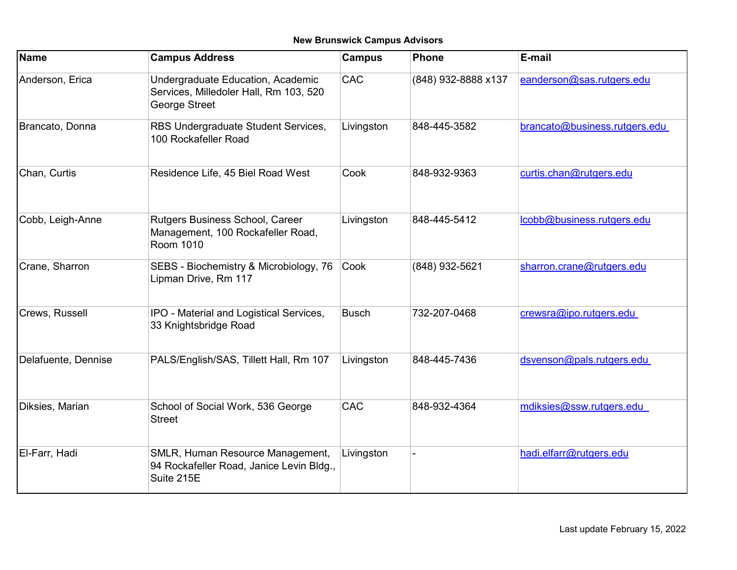**New Brunswick Campus Advisors**

| Name | Campus Address | Campus | Phone | E-mail |
|---|---|---|---|---|
| Anderson, Erica | Undergraduate Education, Academic Services, Milledoler Hall, Rm 103, 520 George Street | CAC | (848) 932-8888 x137 | eanderson@sas.rutgers.edu |
| Brancato, Donna | RBS Undergraduate Student Services, 100 Rockafeller Road | Livingston | 848-445-3582 | brancato@business.rutgers.edu |
| Chan, Curtis | Residence Life, 45 Biel Road West | Cook | 848-932-9363 | curtis.chan@rutgers.edu |
| Cobb, Leigh-Anne | Rutgers Business School, Career Management, 100 Rockafeller Road, Room 1010 | Livingston | 848-445-5412 | lcobb@business.rutgers.edu |
| Crane, Sharron | SEBS - Biochemistry & Microbiology, 76 Lipman Drive, Rm 117 | Cook | (848) 932-5621 | sharron.crane@rutgers.edu |
| Crews, Russell | IPO - Material and Logistical Services, 33 Knightsbridge Road | Busch | 732-207-0468 | crewsra@ipo.rutgers.edu |
| Delafuente, Dennise | PALS/English/SAS, Tillett Hall, Rm 107 | Livingston | 848-445-7436 | dsvenson@pals.rutgers.edu |
| Diksies, Marian | School of Social Work, 536 George Street | CAC | 848-932-4364 | mdiksies@ssw.rutgers.edu |
| El-Farr, Hadi | SMLR, Human Resource Management, 94 Rockafeller Road, Janice Levin Bldg., Suite 215E | Livingston | - | hadi.elfarr@rutgers.edu |

Last update February 15, 2022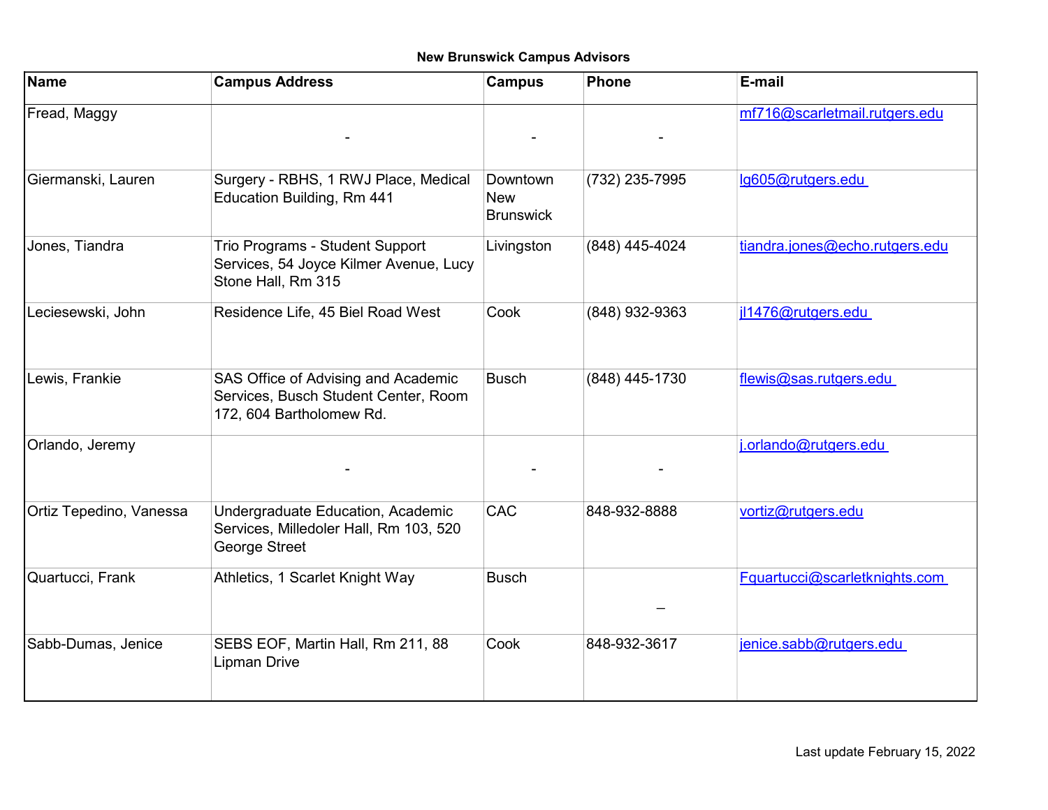**New Brunswick Campus Advisors**

| Name | Campus Address | Campus | Phone | E-mail |
|---|---|---|---|---|
| Fread, Maggy | - | - | - | mf716@scarletmail.rutgers.edu |
| Giermanski, Lauren | Surgery - RBHS, 1 RWJ Place, Medical Education Building, Rm 441 | Downtown New Brunswick | (732) 235-7995 | lg605@rutgers.edu |
| Jones, Tiandra | Trio Programs - Student Support Services, 54 Joyce Kilmer Avenue, Lucy Stone Hall, Rm 315 | Livingston | (848) 445-4024 | tiandra.jones@echo.rutgers.edu |
| Leciesewski, John | Residence Life, 45 Biel Road West | Cook | (848) 932-9363 | jl1476@rutgers.edu |
| Lewis, Frankie | SAS Office of Advising and Academic Services, Busch Student Center, Room 172, 604 Bartholomew Rd. | Busch | (848) 445-1730 | flewis@sas.rutgers.edu |
| Orlando, Jeremy | - | - | - | j.orlando@rutgers.edu |
| Ortiz Tepedino, Vanessa | Undergraduate Education, Academic Services, Milledoler Hall, Rm 103, 520 George Street | CAC | 848-932-8888 | vortiz@rutgers.edu |
| Quartucci, Frank | Athletics, 1 Scarlet Knight Way | Busch | _ | Fquartucci@scarletknights.com |
| Sabb-Dumas, Jenice | SEBS EOF, Martin Hall, Rm 211, 88 Lipman Drive | Cook | 848-932-3617 | jenice.sabb@rutgers.edu |

Last update February 15, 2022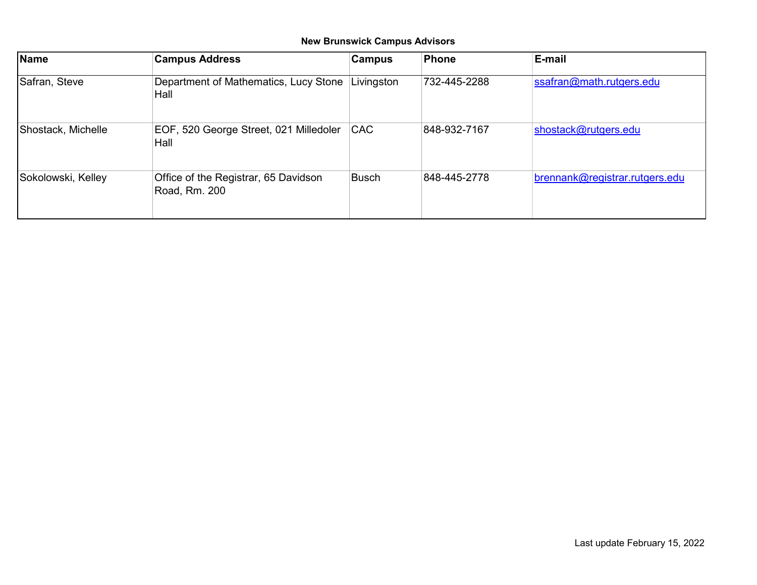**New Brunswick Campus Advisors**

| Name | Campus Address | Campus | Phone | E-mail |
|---|---|---|---|---|
| Safran, Steve | Department of Mathematics, Lucy Stone Hall | Livingston | 732-445-2288 | ssafran@math.rutgers.edu |
| Shostack, Michelle | EOF, 520 George Street, 021 Milledoler Hall | CAC | 848-932-7167 | shostack@rutgers.edu |
| Sokolowski, Kelley | Office of the Registrar, 65 Davidson Road, Rm. 200 | Busch | 848-445-2778 | brennank@registrar.rutgers.edu |

Last update February 15, 2022